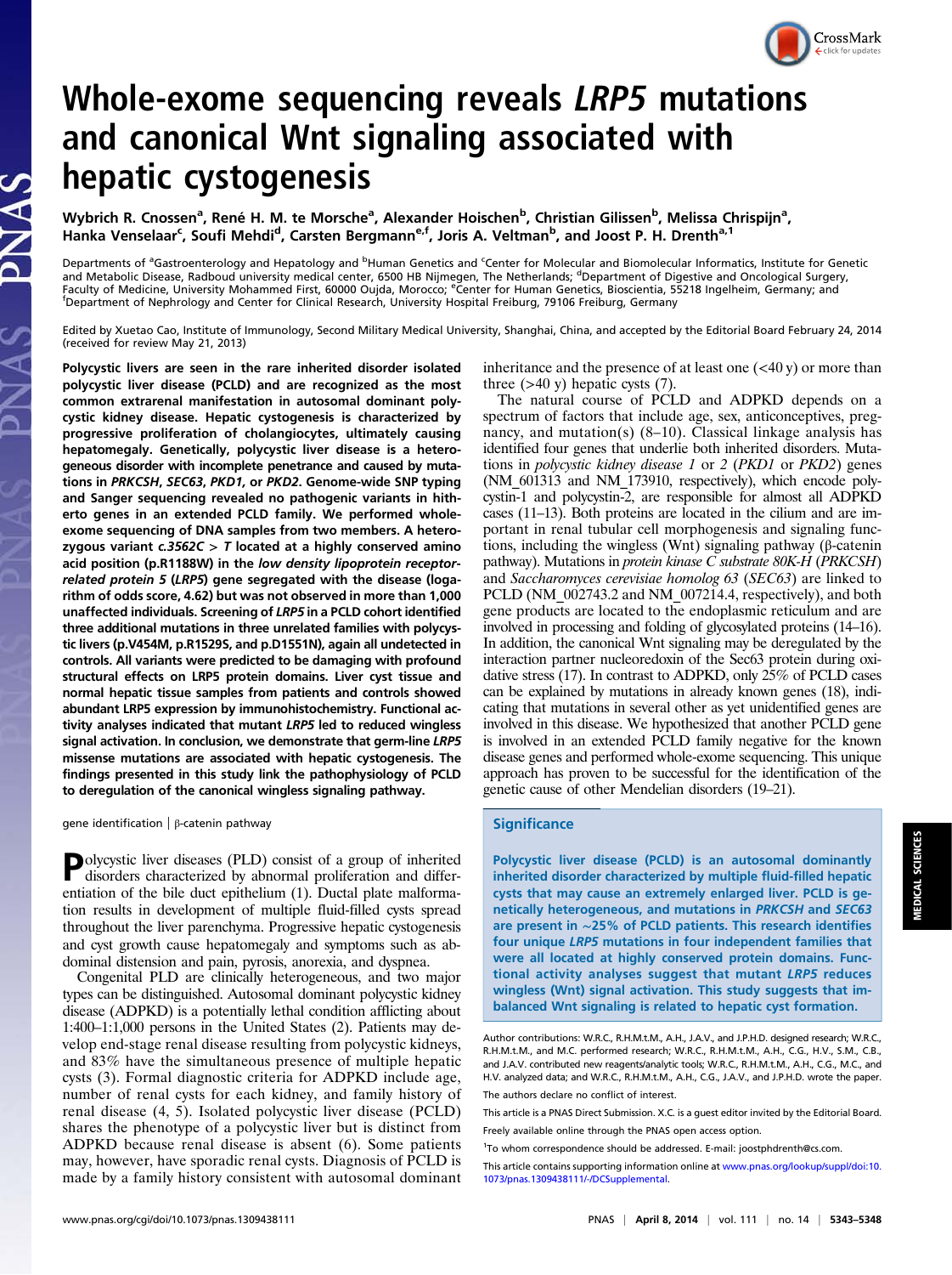# Whole-exome sequencing reveals *LRP5* mutations and canonical Wnt signaling associated with hepatic cystogenesis

Wybrich R. Cnossen[a], René H. M. te Morsche[a], Alexander Hoischen[b], Christian Gilissen[b], Melissa Chrispijn[a], Hanka Venselaar[c], Soufi Mehdi[d], Carsten Bergmann[e,f], Joris A. Veltman[b], and Joost P. H. Drenth[a,1]

Departments of [a]Gastroenterology and Hepatology and [b]Human Genetics and [c]Center for Molecular and Biomolecular Informatics, Institute for Genetic and Metabolic Disease, Radboud university medical center, 6500 HB Nijmegen, The Netherlands; [d]Department of Digestive and Oncological Surgery, Faculty of Medicine, University Mohammed First, 60000 Oujda, Morocco; [e]Center for Human Genetics, Bioscientia, 55218 Ingelheim, Germany; and [f]Department of Nephrology and Center for Clinical Research, University Hospital Freiburg, 79106 Freiburg, Germany

Edited by Xuetao Cao, Institute of Immunology, Second Military Medical University, Shanghai, China, and accepted by the Editorial Board February 24, 2014 (received for review May 21, 2013)

**Polycystic livers are seen in the rare inherited disorder isolated polycystic liver disease (PCLD) and are recognized as the most common extrarenal manifestation in autosomal dominant polycystic kidney disease. Hepatic cystogenesis is characterized by progressive proliferation of cholangiocytes, ultimately causing hepatomegaly. Genetically, polycystic liver disease is a heterogeneous disorder with incomplete penetrance and caused by mutations in *PRKCSH*, *SEC63*, *PKD1*, or *PKD2*. Genome-wide SNP typing and Sanger sequencing revealed no pathogenic variants in hitherto genes in an extended PCLD family. We performed whole-exome sequencing of DNA samples from two members. A heterozygous variant *c.3562C > T* located at a highly conserved amino acid position (p.R1188W) in the *low density lipoprotein receptor-related protein 5* (*LRP5*) gene segregated with the disease (logarithm of odds score, 4.62) but was not observed in more than 1,000 unaffected individuals. Screening of *LRP5* in a PCLD cohort identified three additional mutations in three unrelated families with polycystic livers (p.V454M, p.R1529S, and p.D1551N), again all undetected in controls. All variants were predicted to be damaging with profound structural effects on LRP5 protein domains. Liver cyst tissue and normal hepatic tissue samples from patients and controls showed abundant LRP5 expression by immunohistochemistry. Functional activity analyses indicated that mutant *LRP5* led to reduced wingless signal activation. In conclusion, we demonstrate that germ-line *LRP5* missense mutations are associated with hepatic cystogenesis. The findings presented in this study link the pathophysiology of PCLD to deregulation of the canonical wingless signaling pathway.**

gene identification | β-catenin pathway

Polycystic liver diseases (PLD) consist of a group of inherited disorders characterized by abnormal proliferation and differentiation of the bile duct epithelium (1). Ductal plate malformation results in development of multiple fluid-filled cysts spread throughout the liver parenchyma. Progressive hepatic cystogenesis and cyst growth cause hepatomegaly and symptoms such as abdominal distension and pain, pyrosis, anorexia, and dyspnea.

Congenital PLD are clinically heterogeneous, and two major types can be distinguished. Autosomal dominant polycystic kidney disease (ADPKD) is a potentially lethal condition afflicting about 1:400–1:1,000 persons in the United States (2). Patients may develop end-stage renal disease resulting from polycystic kidneys, and 83% have the simultaneous presence of multiple hepatic cysts (3). Formal diagnostic criteria for ADPKD include age, number of renal cysts for each kidney, and family history of renal disease (4, 5). Isolated polycystic liver disease (PCLD) shares the phenotype of a polycystic liver but is distinct from ADPKD because renal disease is absent (6). Some patients may, however, have sporadic renal cysts. Diagnosis of PCLD is made by a family history consistent with autosomal dominant inheritance and the presence of at least one (<40 y) or more than three (>40 y) hepatic cysts (7).

The natural course of PCLD and ADPKD depends on a spectrum of factors that include age, sex, anticonceptives, pregnancy, and mutation(s) (8–10). Classical linkage analysis has identified four genes that underlie both inherited disorders. Mutations in *polycystic kidney disease 1* or *2* (*PKD1* or *PKD2*) genes (NM_601313 and NM_173910, respectively), which encode polycystin-1 and polycystin-2, are responsible for almost all ADPKD cases (11–13). Both proteins are located in the cilium and are important in renal tubular cell morphogenesis and signaling functions, including the wingless (Wnt) signaling pathway (β-catenin pathway). Mutations in *protein kinase C substrate 80K-H* (*PRKCSH*) and *Saccharomyces cerevisiae homolog 63* (*SEC63*) are linked to PCLD (NM_002743.2 and NM_007214.4, respectively), and both gene products are located to the endoplasmic reticulum and are involved in processing and folding of glycosylated proteins (14–16). In addition, the canonical Wnt signaling may be deregulated by the interaction partner nucleoredoxin of the Sec63 protein during oxidative stress (17). In contrast to ADPKD, only 25% of PCLD cases can be explained by mutations in already known genes (18), indicating that mutations in several other as yet unidentified genes are involved in this disease. We hypothesized that another PCLD gene is involved in an extended PCLD family negative for the known disease genes and performed whole-exome sequencing. This unique approach has proven to be successful for the identification of the genetic cause of other Mendelian disorders (19–21).

## Significance

Polycystic liver disease (PCLD) is an autosomal dominantly inherited disorder characterized by multiple fluid-filled hepatic cysts that may cause an extremely enlarged liver. PCLD is genetically heterogeneous, and mutations in *PRKCSH* and *SEC63* are present in ~25% of PCLD patients. This research identifies four unique *LRP5* mutations in four independent families that were all located at highly conserved protein domains. Functional activity analyses suggest that mutant *LRP5* reduces wingless (Wnt) signal activation. This study suggests that imbalanced Wnt signaling is related to hepatic cyst formation.

Author contributions: W.R.C., R.H.M.t.M., A.H., J.A.V., and J.P.H.D. designed research; W.R.C., R.H.M.t.M., and M.C. performed research; W.R.C., R.H.M.t.M., A.H., C.G., H.V., S.M., C.B., and J.A.V. contributed new reagents/analytic tools; W.R.C., R.H.M.t.M., A.H., C.G., M.C., and H.V. analyzed data; and W.R.C., R.H.M.t.M., A.H., C.G., J.A.V., and J.P.H.D. wrote the paper.

The authors declare no conflict of interest.

This article is a PNAS Direct Submission. X.C. is a guest editor invited by the Editorial Board.

Freely available online through the PNAS open access option.

[1]To whom correspondence should be addressed. E-mail: joostphdrenth@cs.com.

This article contains supporting information online at www.pnas.org/lookup/suppl/doi:10.1073/pnas.1309438111/-/DCSupplemental.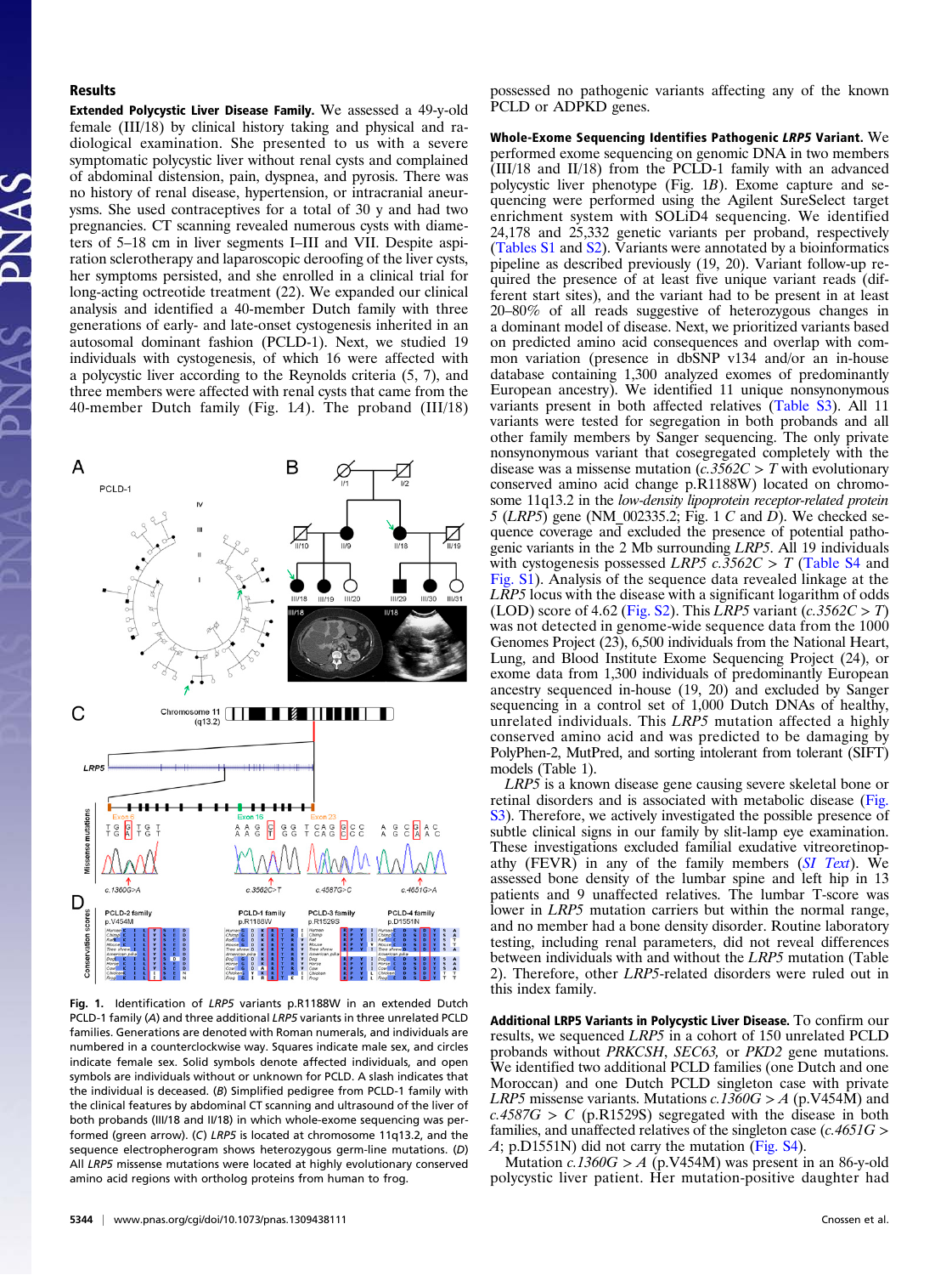## Results

**Extended Polycystic Liver Disease Family.** We assessed a 49-y-old female (III/18) by clinical history taking and physical and radiological examination. She presented to us with a severe symptomatic polycystic liver without renal cysts and complained of abdominal distension, pain, dyspnea, and pyrosis. There was no history of renal disease, hypertension, or intracranial aneurysms. She used contraceptives for a total of 30 y and had two pregnancies. CT scanning revealed numerous cysts with diameters of 5–18 cm in liver segments I–III and VII. Despite aspiration sclerotherapy and laparoscopic deroofing of the liver cysts, her symptoms persisted, and she enrolled in a clinical trial for long-acting octreotide treatment (22). We expanded our clinical analysis and identified a 40-member Dutch family with three generations of early- and late-onset cystogenesis inherited in an autosomal dominant fashion (PCLD-1). Next, we studied 19 individuals with cystogenesis, of which 16 were affected with a polycystic liver according to the Reynolds criteria (5, 7), and three members were affected with renal cysts that came from the 40-member Dutch family (Fig. 1*A*). The proband (III/18) possessed no pathogenic variants affecting any of the known PCLD or ADPKD genes.

Fig. 1. Identification of *LRP5* variants p.R1188W in an extended Dutch PCLD-1 family (*A*) and three additional *LRP5* variants in three unrelated PCLD families. Generations are denoted with Roman numerals, and individuals are numbered in a counterclockwise way. Squares indicate male sex, and circles indicate female sex. Solid symbols denote affected individuals, and open symbols are individuals without or unknown for PCLD. A slash indicates that the individual is deceased. (*B*) Simplified pedigree from PCLD-1 family with the clinical features by abdominal CT scanning and ultrasound of the liver of both probands (III/18 and II/18) in which whole-exome sequencing was performed (green arrow). (*C*) *LRP5* is located at chromosome 11q13.2, and the sequence electropherogram shows heterozygous germ-line mutations. (*D*) All *LRP5* missense mutations were located at highly evolutionary conserved amino acid regions with ortholog proteins from human to frog.

**Whole-Exome Sequencing Identifies Pathogenic *LRP5* Variant.** We performed exome sequencing on genomic DNA in two members (III/18 and II/18) from the PCLD-1 family with an advanced polycystic liver phenotype (Fig. 1*B*). Exome capture and sequencing were performed using the Agilent SureSelect target enrichment system with SOLiD4 sequencing. We identified 24,178 and 25,332 genetic variants per proband, respectively (Tables S1 and S2). Variants were annotated by a bioinformatics pipeline as described previously (19, 20). Variant follow-up required the presence of at least five unique variant reads (different start sites), and the variant had to be present in at least 20–80% of all reads suggestive of heterozygous changes in a dominant model of disease. Next, we prioritized variants based on predicted amino acid consequences and overlap with common variation (presence in dbSNP v134 and/or an in-house database containing 1,300 analyzed exomes of predominantly European ancestry). We identified 11 unique nonsynonymous variants present in both affected relatives (Table S3). All 11 variants were tested for segregation in both probands and all other family members by Sanger sequencing. The only private nonsynonymous variant that cosegregated completely with the disease was a missense mutation (*c.3562C > T* with evolutionary conserved amino acid change p.R1188W) located on chromosome 11q13.2 in the *low-density lipoprotein receptor-related protein 5* (*LRP5*) gene (NM_002335.2; Fig. 1 *C* and *D*). We checked sequence coverage and excluded the presence of potential pathogenic variants in the 2 Mb surrounding *LRP5*. All 19 individuals with cystogenesis possessed *LRP5 c.3562C > T* (Table S4 and Fig. S1). Analysis of the sequence data revealed linkage at the *LRP5* locus with the disease with a significant logarithm of odds (LOD) score of 4.62 (Fig. S2). This *LRP5* variant (*c.3562C > T*) was not detected in genome-wide sequence data from the 1000 Genomes Project (23), 6,500 individuals from the National Heart, Lung, and Blood Institute Exome Sequencing Project (24), or exome data from 1,300 individuals of predominantly European ancestry sequenced in-house (19, 20) and excluded by Sanger sequencing in a control set of 1,000 Dutch DNAs of healthy, unrelated individuals. This *LRP5* mutation affected a highly conserved amino acid and was predicted to be damaging by PolyPhen-2, MutPred, and sorting intolerant from tolerant (SIFT) models (Table 1).

*LRP5* is a known disease gene causing severe skeletal bone or retinal disorders and is associated with metabolic disease (Fig. S3). Therefore, we actively investigated the possible presence of subtle clinical signs in our family by slit-lamp eye examination. These investigations excluded familial exudative vitreoretinopathy (FEVR) in any of the family members (*SI Text*). We assessed bone density of the lumbar spine and left hip in 13 patients and 9 unaffected relatives. The lumbar T-score was lower in *LRP5* mutation carriers but within the normal range, and no member had a bone density disorder. Routine laboratory testing, including renal parameters, did not reveal differences between individuals with and without the *LRP5* mutation (Table 2). Therefore, other *LRP5*-related disorders were ruled out in this index family.

**Additional LRP5 Variants in Polycystic Liver Disease.** To confirm our results, we sequenced *LRP5* in a cohort of 150 unrelated PCLD probands without *PRKCSH*, *SEC63,* or *PKD2* gene mutations. We identified two additional PCLD families (one Dutch and one Moroccan) and one Dutch PCLD singleton case with private *LRP5* missense variants. Mutations *c.1360G > A* (p.V454M) and *c.4587G > C* (p.R1529S) segregated with the disease in both families, and unaffected relatives of the singleton case (*c.4651G > A*; p.D1551N) did not carry the mutation (Fig. S4).

Mutation *c.1360G > A* (p.V454M) was present in an 86-y-old polycystic liver patient. Her mutation-positive daughter had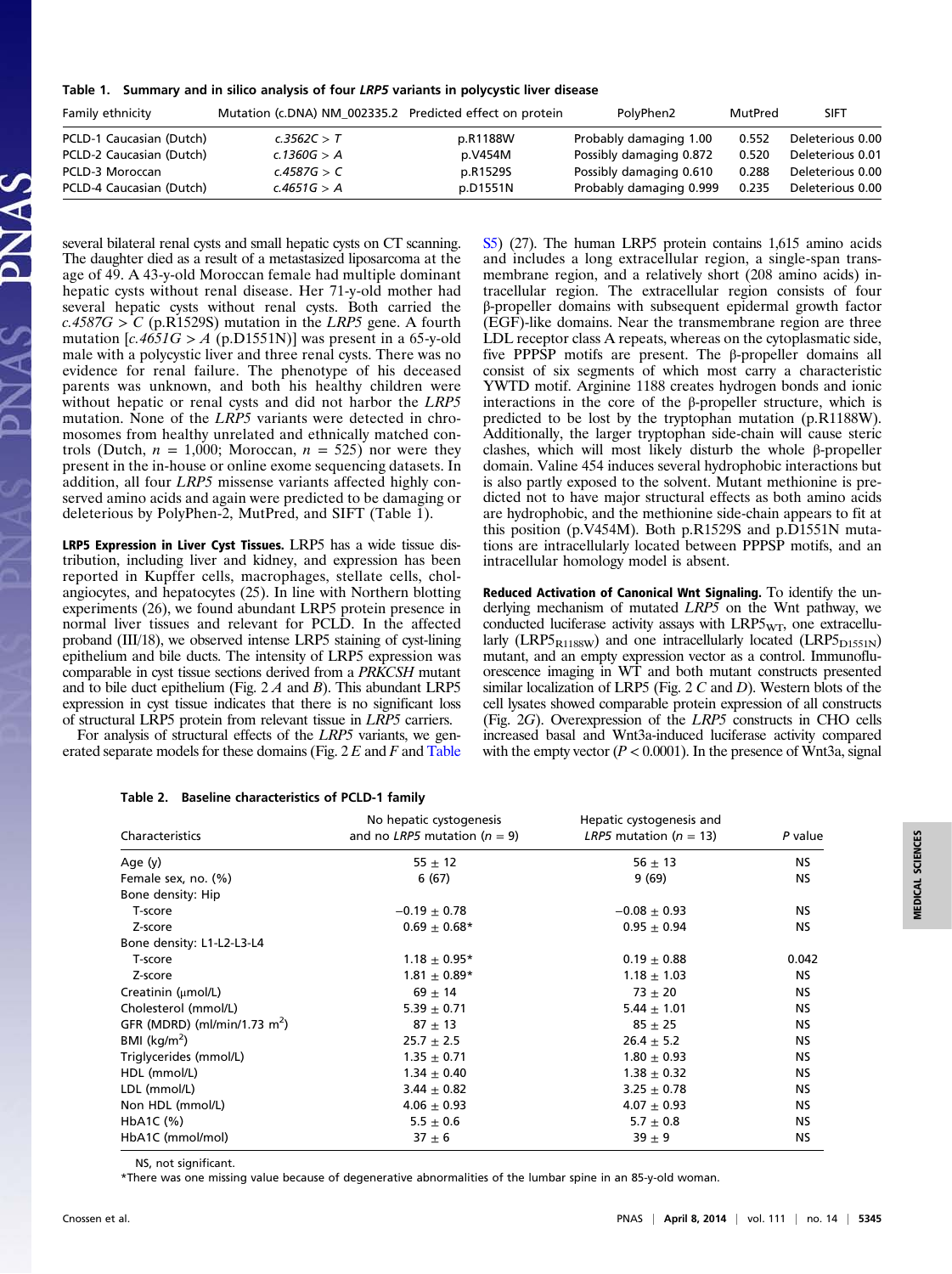**Table 1. Summary and in silico analysis of four *LRP5* variants in polycystic liver disease**

| Family ethnicity | Mutation (c.DNA) NM_002335.2 | Predicted effect on protein | PolyPhen2 | MutPred | SIFT |
|---|---|---|---|---|---|
| PCLD-1 Caucasian (Dutch) | *c.3562C > T* | p.R1188W | Probably damaging 1.00 | 0.552 | Deleterious 0.00 |
| PCLD-2 Caucasian (Dutch) | *c.1360G > A* | p.V454M | Possibly damaging 0.872 | 0.520 | Deleterious 0.01 |
| PCLD-3 Moroccan | *c.4587G > C* | p.R1529S | Possibly damaging 0.610 | 0.288 | Deleterious 0.00 |
| PCLD-4 Caucasian (Dutch) | *c.4651G > A* | p.D1551N | Probably damaging 0.999 | 0.235 | Deleterious 0.00 |

several bilateral renal cysts and small hepatic cysts on CT scanning. The daughter died as a result of a metastasized liposarcoma at the age of 49. A 43-y-old Moroccan female had multiple dominant hepatic cysts without renal disease. Her 71-y-old mother had several hepatic cysts without renal cysts. Both carried the *c.4587G > C* (p.R1529S) mutation in the *LRP5* gene. A fourth mutation [*c.4651G > A* (p.D1551N)] was present in a 65-y-old male with a polycystic liver and three renal cysts. There was no evidence for renal failure. The phenotype of his deceased parents was unknown, and both his healthy children were without hepatic or renal cysts and did not harbor the *LRP5* mutation. None of the *LRP5* variants were detected in chromosomes from healthy unrelated and ethnically matched controls (Dutch, $n = 1{,}000$; Moroccan, $n = 525$) nor were they present in the in-house or online exome sequencing datasets. In addition, all four *LRP5* missense variants affected highly conserved amino acids and again were predicted to be damaging or deleterious by PolyPhen-2, MutPred, and SIFT (Table 1).

**LRP5 Expression in Liver Cyst Tissues.** LRP5 has a wide tissue distribution, including liver and kidney, and expression has been reported in Kupffer cells, macrophages, stellate cells, cholangiocytes, and hepatocytes (25). In line with Northern blotting experiments (26), we found abundant LRP5 protein presence in normal liver tissues and relevant for PCLD. In the affected proband (III/18), we observed intense LRP5 staining of cyst-lining epithelium and bile ducts. The intensity of LRP5 expression was comparable in cyst tissue sections derived from a *PRKCSH* mutant and to bile duct epithelium (Fig. 2 *A* and *B*). This abundant LRP5 expression in cyst tissue indicates that there is no significant loss of structural LRP5 protein from relevant tissue in *LRP5* carriers.

For analysis of structural effects of the *LRP5* variants, we generated separate models for these domains (Fig. 2 *E* and *F* and Table S5) (27). The human LRP5 protein contains 1,615 amino acids and includes a long extracellular region, a single-span transmembrane region, and a relatively short (208 amino acids) intracellular region. The extracellular region consists of four β-propeller domains with subsequent epidermal growth factor (EGF)-like domains. Near the transmembrane region are three LDL receptor class A repeats, whereas on the cytoplasmatic side, five PPPSP motifs are present. The β-propeller domains all consist of six segments of which most carry a characteristic YWTD motif. Arginine 1188 creates hydrogen bonds and ionic interactions in the core of the β-propeller structure, which is predicted to be lost by the tryptophan mutation (p.R1188W). Additionally, the larger tryptophan side-chain will cause steric clashes, which will most likely disturb the whole β-propeller domain. Valine 454 induces several hydrophobic interactions but is also partly exposed to the solvent. Mutant methionine is predicted not to have major structural effects as both amino acids are hydrophobic, and the methionine side-chain appears to fit at this position (p.V454M). Both p.R1529S and p.D1551N mutations are intracellularly located between PPPSP motifs, and an intracellular homology model is absent.

**Reduced Activation of Canonical Wnt Signaling.** To identify the underlying mechanism of mutated *LRP5* on the Wnt pathway, we conducted luciferase activity assays with $LRP5_{WT}$, one extracellularly ($LRP5_{R1188W}$) and one intracellularly located ($LRP5_{D1551N}$) mutant, and an empty expression vector as a control. Immunofluorescence imaging in WT and both mutant constructs presented similar localization of LRP5 (Fig. 2 *C* and *D*). Western blots of the cell lysates showed comparable protein expression of all constructs (Fig. 2*G*). Overexpression of the *LRP5* constructs in CHO cells increased basal and Wnt3a-induced luciferase activity compared with the empty vector ($P < 0.0001$). In the presence of Wnt3a, signal

**Table 2. Baseline characteristics of PCLD-1 family**

| Characteristics | No hepatic cystogenesis and no *LRP5* mutation ($n = 9$) | Hepatic cystogenesis and *LRP5* mutation ($n = 13$) | *P* value |
|---|---|---|---|
| Age (y) | 55 ± 12 | 56 ± 13 | NS |
| Female sex, no. (%) | 6 (67) | 9 (69) | NS |
| Bone density: Hip | | | |
| T-score | −0.19 ± 0.78 | −0.08 ± 0.93 | NS |
| Z-score | 0.69 ± 0.68* | 0.95 ± 0.94 | NS |
| Bone density: L1-L2-L3-L4 | | | |
| T-score | 1.18 ± 0.95* | 0.19 ± 0.88 | 0.042 |
| Z-score | 1.81 ± 0.89* | 1.18 ± 1.03 | NS |
| Creatinin (μmol/L) | 69 ± 14 | 73 ± 20 | NS |
| Cholesterol (mmol/L) | 5.39 ± 0.71 | 5.44 ± 1.01 | NS |
| GFR (MDRD) (ml/min/1.73 m²) | 87 ± 13 | 85 ± 25 | NS |
| BMI (kg/m²) | 25.7 ± 2.5 | 26.4 ± 5.2 | NS |
| Triglycerides (mmol/L) | 1.35 ± 0.71 | 1.80 ± 0.93 | NS |
| HDL (mmol/L) | 1.34 ± 0.40 | 1.38 ± 0.32 | NS |
| LDL (mmol/L) | 3.44 ± 0.82 | 3.25 ± 0.78 | NS |
| Non HDL (mmol/L) | 4.06 ± 0.93 | 4.07 ± 0.93 | NS |
| HbA1C (%) | 5.5 ± 0.6 | 5.7 ± 0.8 | NS |
| HbA1C (mmol/mol) | 37 ± 6 | 39 ± 9 | NS |

NS, not significant.
*There was one missing value because of degenerative abnormalities of the lumbar spine in an 85-y-old woman.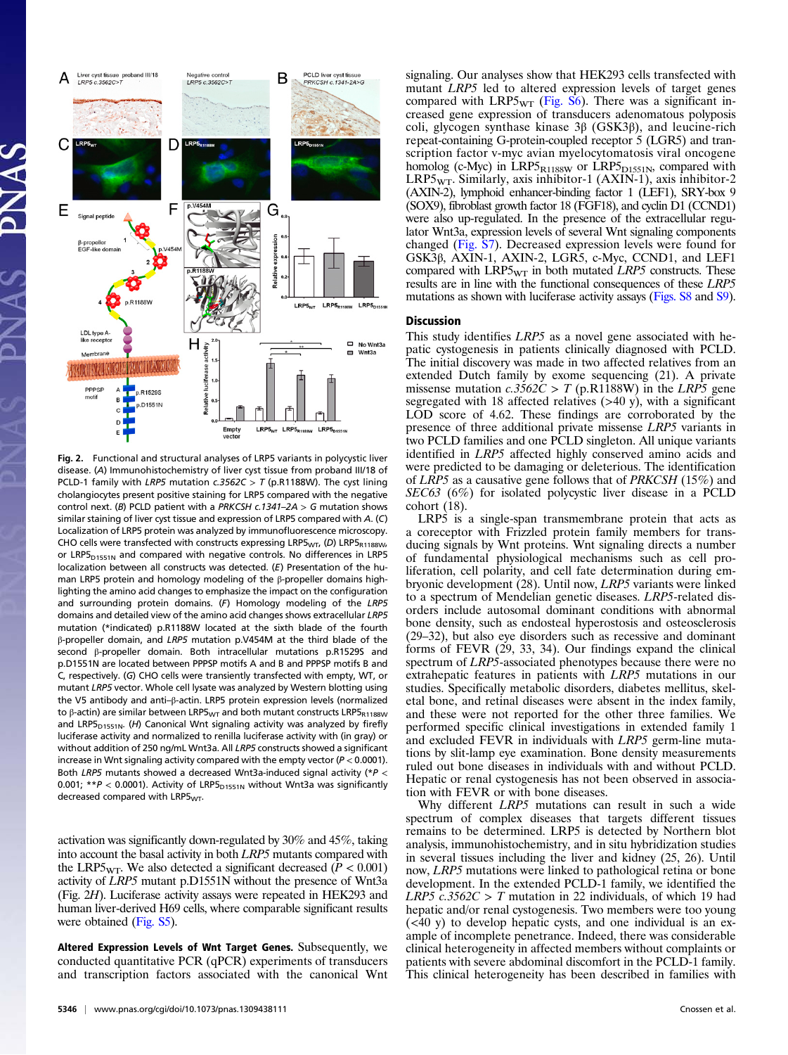**Fig. 2.** Functional and structural analyses of LRP5 variants in polycystic liver disease. (*A*) Immunohistochemistry of liver cyst tissue from proband III/18 of PCLD-1 family with *LRP5* mutation *c.3562C > T* (p.R1188W). The cyst lining cholangiocytes present positive staining for LRP5 compared with the negative control next. (*B*) PCLD patient with a *PRKCSH c.1341–2A > G* mutation shows similar staining of liver cyst tissue and expression of LRP5 compared with *A*. (*C*) Localization of LRP5 protein was analyzed by immunofluorescence microscopy. CHO cells were transfected with constructs expressing $LRP5_{WT}$, (*D*) $LRP5_{R1188W}$, or $LRP5_{D1551N}$ and compared with negative controls. No differences in LRP5 localization between all constructs was detected. (*E*) Presentation of the human LRP5 protein and homology modeling of the β-propeller domains highlighting the amino acid changes to emphasize the impact on the configuration and surrounding protein domains. (*F*) Homology modeling of the *LRP5* domains and detailed view of the amino acid changes shows extracellular *LRP5* mutation (*indicated) p.R1188W located at the sixth blade of the fourth β-propeller domain, and *LRP5* mutation p.V454M at the third blade of the second β-propeller domain. Both intracellular mutations p.R1529S and p.D1551N are located between PPPSP motifs A and B and PPPSP motifs B and C, respectively. (*G*) CHO cells were transiently transfected with empty, WT, or mutant *LRP5* vector. Whole cell lysate was analyzed by Western blotting using the V5 antibody and anti–β-actin. LRP5 protein expression levels (normalized to β-actin) are similar between $LRP5_{WT}$ and both mutant constructs $LRP5_{R1188W}$ and $LRP5_{D1551N}$. (*H*) Canonical Wnt signaling activity was analyzed by firefly luciferase activity and normalized to renilla luciferase activity with (in gray) or without addition of 250 ng/mL Wnt3a. All *LRP5* constructs showed a significant increase in Wnt signaling activity compared with the empty vector ($P < 0.0001$). Both *LRP5* mutants showed a decreased Wnt3a-induced signal activity (*$P <$ 0.001; **$P < 0.0001$). Activity of $LRP5_{D1551N}$ without Wnt3a was significantly decreased compared with $LRP5_{WT}$.

activation was significantly down-regulated by 30% and 45%, taking into account the basal activity in both *LRP5* mutants compared with the $LRP5_{WT}$. We also detected a significant decreased ($P < 0.001$) activity of *LRP5* mutant p.D1551N without the presence of Wnt3a (Fig. 2*H*). Luciferase activity assays were repeated in HEK293 and human liver-derived H69 cells, where comparable significant results were obtained (Fig. S5).

**Altered Expression Levels of Wnt Target Genes.** Subsequently, we conducted quantitative PCR (qPCR) experiments of transducers and transcription factors associated with the canonical Wnt signaling. Our analyses show that HEK293 cells transfected with mutant *LRP5* led to altered expression levels of target genes compared with $LRP5_{WT}$ (Fig. S6). There was a significant increased gene expression of transducers adenomatous polyposis coli, glycogen synthase kinase 3β (GSK3β), and leucine-rich repeat-containing G-protein-coupled receptor 5 (LGR5) and transcription factor v-myc avian myelocytomatosis viral oncogene homolog (c-Myc) in $LRP5_{R1188W}$ or $LRP5_{D1551N}$, compared with $LRP5_{WT}$. Similarly, axis inhibitor-1 (AXIN-1), axis inhibitor-2 (AXIN-2), lymphoid enhancer-binding factor 1 (LEF1), SRY-box 9 (SOX9), fibroblast growth factor 18 (FGF18), and cyclin D1 (CCND1) were also up-regulated. In the presence of the extracellular regulator Wnt3a, expression levels of several Wnt signaling components changed (Fig. S7). Decreased expression levels were found for GSK3β, AXIN-1, AXIN-2, LGR5, c-Myc, CCND1, and LEF1 compared with $LRP5_{WT}$ in both mutated *LRP5* constructs. These results are in line with the functional consequences of these *LRP5* mutations as shown with luciferase activity assays (Figs. S8 and S9).

## Discussion

This study identifies *LRP5* as a novel gene associated with hepatic cystogenesis in patients clinically diagnosed with PCLD. The initial discovery was made in two affected relatives from an extended Dutch family by exome sequencing (21). A private missense mutation *c.3562C > T* (p.R1188W) in the *LRP5* gene segregated with 18 affected relatives (>40 y), with a significant LOD score of 4.62. These findings are corroborated by the presence of three additional private missense *LRP5* variants in two PCLD families and one PCLD singleton. All unique variants identified in *LRP5* affected highly conserved amino acids and were predicted to be damaging or deleterious. The identification of *LRP5* as a causative gene follows that of *PRKCSH* (15%) and *SEC63* (6%) for isolated polycystic liver disease in a PCLD cohort (18).

LRP5 is a single-span transmembrane protein that acts as a coreceptor with Frizzled protein family members for transducing signals by Wnt proteins. Wnt signaling directs a number of fundamental physiological mechanisms such as cell proliferation, cell polarity, and cell fate determination during embryonic development (28). Until now, *LRP5* variants were linked to a spectrum of Mendelian genetic diseases. *LRP5*-related disorders include autosomal dominant conditions with abnormal bone density, such as endosteal hyperostosis and osteosclerosis (29–32), but also eye disorders such as recessive and dominant forms of FEVR (29, 33, 34). Our findings expand the clinical spectrum of *LRP5*-associated phenotypes because there were no extrahepatic features in patients with *LRP5* mutations in our studies. Specifically metabolic disorders, diabetes mellitus, skeletal bone, and retinal diseases were absent in the index family, and these were not reported for the other three families. We performed specific clinical investigations in extended family 1 and excluded FEVR in individuals with *LRP5* germ-line mutations by slit-lamp eye examination. Bone density measurements ruled out bone diseases in individuals with and without PCLD. Hepatic or renal cystogenesis has not been observed in association with FEVR or with bone diseases.

Why different *LRP5* mutations can result in such a wide spectrum of complex diseases that targets different tissues remains to be determined. LRP5 is detected by Northern blot analysis, immunohistochemistry, and in situ hybridization studies in several tissues including the liver and kidney (25, 26). Until now, *LRP5* mutations were linked to pathological retina or bone development. In the extended PCLD-1 family, we identified the *LRP5 c.3562C > T* mutation in 22 individuals, of which 19 had hepatic and/or renal cystogenesis. Two members were too young (<40 y) to develop hepatic cysts, and one individual is an example of incomplete penetrance. Indeed, there was considerable clinical heterogeneity in affected members without complaints or patients with severe abdominal discomfort in the PCLD-1 family. This clinical heterogeneity has been described in families with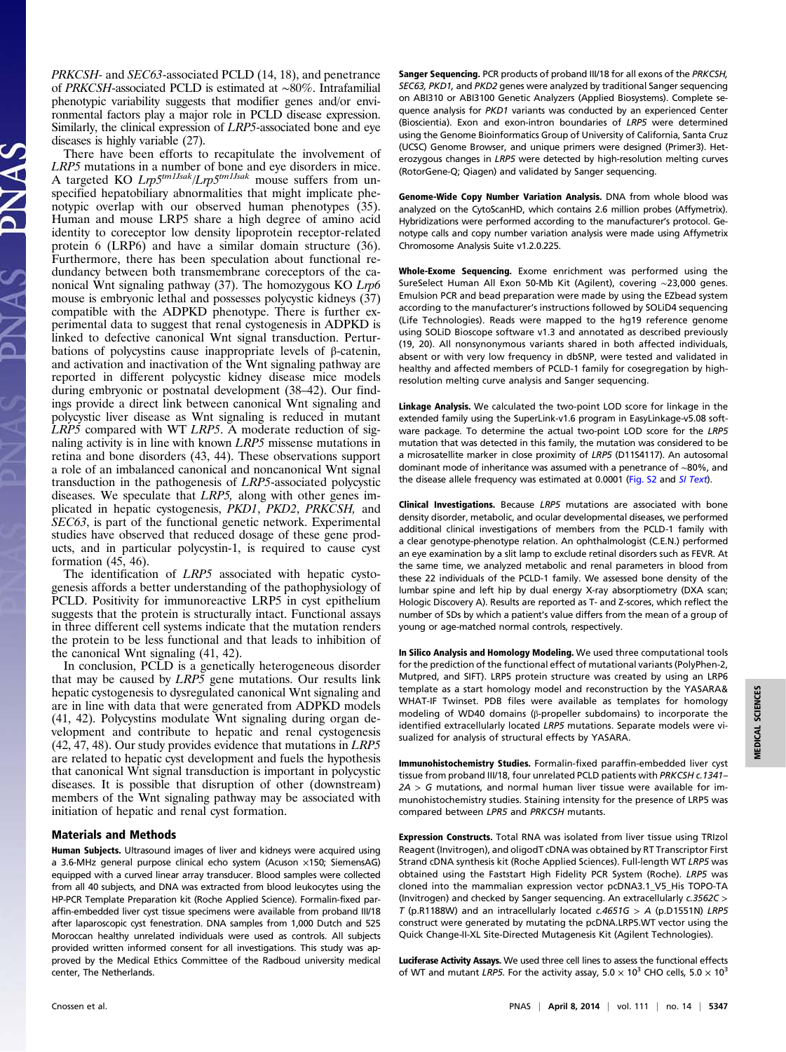*PRKCSH*- and *SEC63*-associated PCLD (14, 18), and penetrance of *PRKCSH*-associated PCLD is estimated at ∼80%. Intrafamilial phenotypic variability suggests that modifier genes and/or environmental factors play a major role in PCLD disease expression. Similarly, the clinical expression of *LRP5*-associated bone and eye diseases is highly variable (27).

There have been efforts to recapitulate the involvement of *LRP5* mutations in a number of bone and eye disorders in mice. A targeted KO $Lrp5^{tm1Jsak}/Lrp5^{tm1Jsak}$ mouse suffers from unspecified hepatobiliary abnormalities that might implicate phenotypic overlap with our observed human phenotypes (35). Human and mouse LRP5 share a high degree of amino acid identity to coreceptor low density lipoprotein receptor-related protein 6 (LRP6) and have a similar domain structure (36). Furthermore, there has been speculation about functional redundancy between both transmembrane coreceptors of the canonical Wnt signaling pathway (37). The homozygous KO *Lrp6* mouse is embryonic lethal and possesses polycystic kidneys (37) compatible with the ADPKD phenotype. There is further experimental data to suggest that renal cystogenesis in ADPKD is linked to defective canonical Wnt signal transduction. Perturbations of polycystins cause inappropriate levels of β-catenin, and activation and inactivation of the Wnt signaling pathway are reported in different polycystic kidney disease mice models during embryonic or postnatal development (38–42). Our findings provide a direct link between canonical Wnt signaling and polycystic liver disease as Wnt signaling is reduced in mutant *LRP5* compared with WT *LRP5*. A moderate reduction of signaling activity is in line with known *LRP5* missense mutations in retina and bone disorders (43, 44). These observations support a role of an imbalanced canonical and noncanonical Wnt signal transduction in the pathogenesis of *LRP5*-associated polycystic diseases. We speculate that *LRP5,* along with other genes implicated in hepatic cystogenesis, *PKD1*, *PKD2*, *PRKCSH,* and *SEC63*, is part of the functional genetic network. Experimental studies have observed that reduced dosage of these gene products, and in particular polycystin-1, is required to cause cyst formation (45, 46).

The identification of *LRP5* associated with hepatic cystogenesis affords a better understanding of the pathophysiology of PCLD. Positivity for immunoreactive LRP5 in cyst epithelium suggests that the protein is structurally intact. Functional assays in three different cell systems indicate that the mutation renders the protein to be less functional and that leads to inhibition of the canonical Wnt signaling (41, 42).

In conclusion, PCLD is a genetically heterogeneous disorder that may be caused by *LRP5* gene mutations. Our results link hepatic cystogenesis to dysregulated canonical Wnt signaling and are in line with data that were generated from ADPKD models (41, 42). Polycystins modulate Wnt signaling during organ development and contribute to hepatic and renal cystogenesis (42, 47, 48). Our study provides evidence that mutations in *LRP5* are related to hepatic cyst development and fuels the hypothesis that canonical Wnt signal transduction is important in polycystic diseases. It is possible that disruption of other (downstream) members of the Wnt signaling pathway may be associated with initiation of hepatic and renal cyst formation.

## Materials and Methods

**Human Subjects.** Ultrasound images of liver and kidneys were acquired using a 3.6-MHz general purpose clinical echo system (Acuson ×150; SiemensAG) equipped with a curved linear array transducer. Blood samples were collected from all 40 subjects, and DNA was extracted from blood leukocytes using the HP-PCR Template Preparation kit (Roche Applied Science). Formalin-fixed paraffin-embedded liver cyst tissue specimens were available from proband III/18 after laparoscopic cyst fenestration. DNA samples from 1,000 Dutch and 525 Moroccan healthy unrelated individuals were used as controls. All subjects provided written informed consent for all investigations. This study was approved by the Medical Ethics Committee of the Radboud university medical center, The Netherlands.

**Sanger Sequencing.** PCR products of proband III/18 for all exons of the *PRKCSH, SEC63, PKD1,* and *PKD2* genes were analyzed by traditional Sanger sequencing on ABI310 or ABI3100 Genetic Analyzers (Applied Biosystems). Complete sequence analysis for *PKD1* variants was conducted by an experienced Center (Bioscientia). Exon and exon-intron boundaries of *LRP5* were determined using the Genome Bioinformatics Group of University of California, Santa Cruz (UCSC) Genome Browser, and unique primers were designed (Primer3). Heterozygous changes in *LRP5* were detected by high-resolution melting curves (RotorGene-Q; Qiagen) and validated by Sanger sequencing.

**Genome-Wide Copy Number Variation Analysis.** DNA from whole blood was analyzed on the CytoScanHD, which contains 2.6 million probes (Affymetrix). Hybridizations were performed according to the manufacturer's protocol. Genotype calls and copy number variation analysis were made using Affymetrix Chromosome Analysis Suite v1.2.0.225.

**Whole-Exome Sequencing.** Exome enrichment was performed using the SureSelect Human All Exon 50-Mb Kit (Agilent), covering ∼23,000 genes. Emulsion PCR and bead preparation were made by using the EZbead system according to the manufacturer's instructions followed by SOLiD4 sequencing (Life Technologies). Reads were mapped to the hg19 reference genome using SOLiD Bioscope software v1.3 and annotated as described previously (19, 20). All nonsynonymous variants shared in both affected individuals, absent or with very low frequency in dbSNP, were tested and validated in healthy and affected members of PCLD-1 family for cosegregation by high-resolution melting curve analysis and Sanger sequencing.

**Linkage Analysis.** We calculated the two-point LOD score for linkage in the extended family using the SuperLink-v1.6 program in EasyLinkage-v5.08 software package. To determine the actual two-point LOD score for the *LRP5* mutation that was detected in this family, the mutation was considered to be a microsatellite marker in close proximity of *LRP5* (D11S4117). An autosomal dominant mode of inheritance was assumed with a penetrance of ∼80%, and the disease allele frequency was estimated at 0.0001 (Fig. S2 and *SI Text*).

**Clinical Investigations.** Because *LRP5* mutations are associated with bone density disorder, metabolic, and ocular developmental diseases, we performed additional clinical investigations of members from the PCLD-1 family with a clear genotype-phenotype relation. An ophthalmologist (C.E.N.) performed an eye examination by a slit lamp to exclude retinal disorders such as FEVR. At the same time, we analyzed metabolic and renal parameters in blood from these 22 individuals of the PCLD-1 family. We assessed bone density of the lumbar spine and left hip by dual energy X-ray absorptiometry (DXA scan; Hologic Discovery A). Results are reported as T- and Z-scores, which reflect the number of SDs by which a patient's value differs from the mean of a group of young or age-matched normal controls, respectively.

**In Silico Analysis and Homology Modeling.** We used three computational tools for the prediction of the functional effect of mutational variants (PolyPhen-2, Mutpred, and SIFT). LRP5 protein structure was created by using an LRP6 template as a start homology model and reconstruction by the YASARA& WHAT-IF Twinset. PDB files were available as templates for homology modeling of WD40 domains (β-propeller subdomains) to incorporate the identified extracellularly located *LRP5* mutations. Separate models were visualized for analysis of structural effects by YASARA.

**Immunohistochemistry Studies.** Formalin-fixed paraffin-embedded liver cyst tissue from proband III/18, four unrelated PCLD patients with *PRKCSH c.1341–2A > G* mutations, and normal human liver tissue were available for immunohistochemistry studies. Staining intensity for the presence of LRP5 was compared between *LPR5* and *PRKCSH* mutants.

**Expression Constructs.** Total RNA was isolated from liver tissue using TRIzol Reagent (Invitrogen), and oligodT cDNA was obtained by RT Transcriptor First Strand cDNA synthesis kit (Roche Applied Sciences). Full-length WT *LRP5* was obtained using the Faststart High Fidelity PCR System (Roche). *LRP5* was cloned into the mammalian expression vector pcDNA3.1_V5_His TOPO-TA (Invitrogen) and checked by Sanger sequencing. An extracellularly *c.3562C > T* (p.R1188W) and an intracellularly located *c.4651G > A* (p.D1551N) *LRP5* construct were generated by mutating the pcDNA.LRP5.WT vector using the Quick Change-II-XL Site-Directed Mutagenesis Kit (Agilent Technologies).

**Luciferase Activity Assays.** We used three cell lines to assess the functional effects of WT and mutant *LRP5*. For the activity assay, $5.0 \times 10^3$ CHO cells, $5.0 \times 10^3$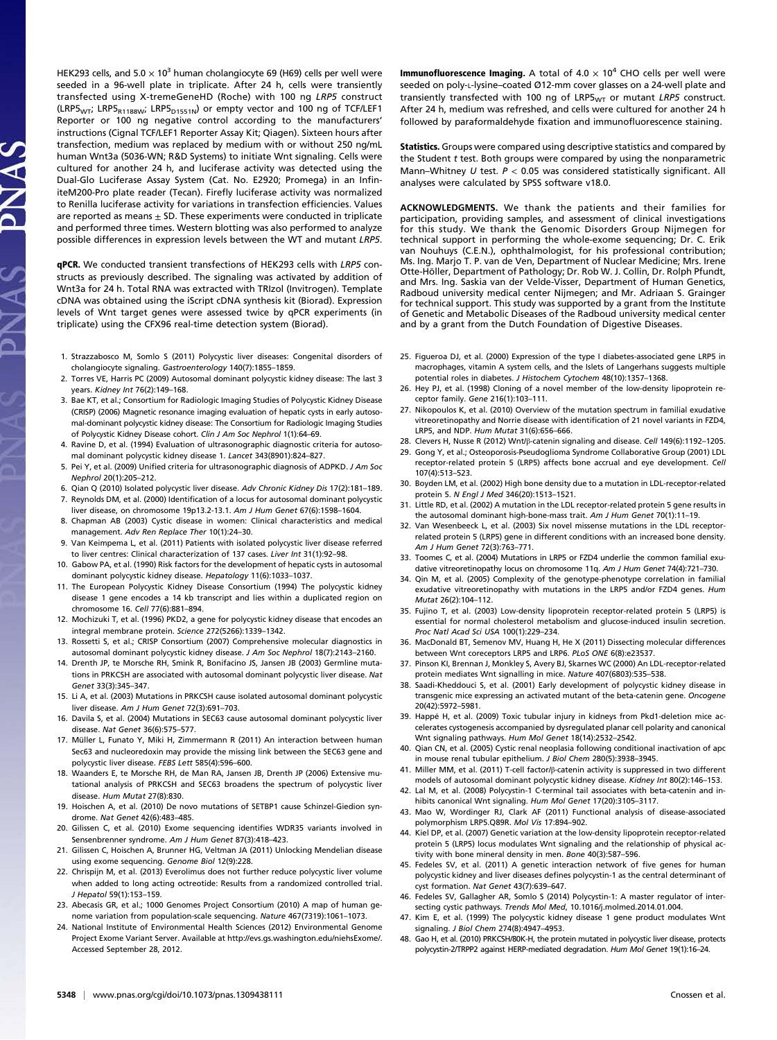HEK293 cells, and $5.0 \times 10^3$ human cholangiocyte 69 (H69) cells per well were seeded in a 96-well plate in triplicate. After 24 h, cells were transiently transfected using X-tremeGeneHD (Roche) with 100 ng *LRP5* construct ($LRP5_{WT}$; $LRP5_{R1188W}$; $LRP5_{D1551N}$) or empty vector and 100 ng of TCF/LEF1 Reporter or 100 ng negative control according to the manufacturers' instructions (Cignal TCF/LEF1 Reporter Assay Kit; Qiagen). Sixteen hours after transfection, medium was replaced by medium with or without 250 ng/mL human Wnt3a (5036-WN; R&D Systems) to initiate Wnt signaling. Cells were cultured for another 24 h, and luciferase activity was detected using the Dual-Glo Luciferase Assay System (Cat. No. E2920; Promega) in an InfiniteM200-Pro plate reader (Tecan). Firefly luciferase activity was normalized to Renilla luciferase activity for variations in transfection efficiencies. Values are reported as means ± SD. These experiments were conducted in triplicate and performed three times. Western blotting was also performed to analyze possible differences in expression levels between the WT and mutant *LRP5*.

**qPCR.** We conducted transient transfections of HEK293 cells with *LRP5* constructs as previously described. The signaling was activated by addition of Wnt3a for 24 h. Total RNA was extracted with TRIzol (Invitrogen). Template cDNA was obtained using the iScript cDNA synthesis kit (Biorad). Expression levels of Wnt target genes were assessed twice by qPCR experiments (in triplicate) using the CFX96 real-time detection system (Biorad).

**Immunofluorescence Imaging.** A total of $4.0 \times 10^4$ CHO cells per well were seeded on poly-L-lysine–coated Ø12-mm cover glasses on a 24-well plate and transiently transfected with 100 ng of $LRP5_{WT}$ or mutant *LRP5* construct. After 24 h, medium was refreshed, and cells were cultured for another 24 h followed by paraformaldehyde fixation and immunofluorescence staining.

**Statistics.** Groups were compared using descriptive statistics and compared by the Student *t* test. Both groups were compared by using the nonparametric Mann–Whitney *U* test. $P < 0.05$ was considered statistically significant. All analyses were calculated by SPSS software v18.0.

**ACKNOWLEDGMENTS.** We thank the patients and their families for participation, providing samples, and assessment of clinical investigations for this study. We thank the Genomic Disorders Group Nijmegen for technical support in performing the whole-exome sequencing; Dr. C. Erik van Nouhuys (C.E.N.), ophthalmologist, for his professional contribution; Ms. Ing. Marjo T. P. van de Ven, Department of Nuclear Medicine; Mrs. Irene Otte-Höller, Department of Pathology; Dr. Rob W. J. Collin, Dr. Rolph Pfundt, and Mrs. Ing. Saskia van der Velde-Visser, Department of Human Genetics, Radboud university medical center Nijmegen; and Mr. Adriaan S. Grainger for technical support. This study was supported by a grant from the Institute of Genetic and Metabolic Diseases of the Radboud university medical center and by a grant from the Dutch Foundation of Digestive Diseases.

1. Strazzabosco M, Somlo S (2011) Polycystic liver diseases: Congenital disorders of cholangiocyte signaling. *Gastroenterology* 140(7):1855–1859.
2. Torres VE, Harris PC (2009) Autosomal dominant polycystic kidney disease: The last 3 years. *Kidney Int* 76(2):149–168.
3. Bae KT, et al.; Consortium for Radiologic Imaging Studies of Polycystic Kidney Disease (CRISP) (2006) Magnetic resonance imaging evaluation of hepatic cysts in early autosomal-dominant polycystic kidney disease: The Consortium for Radiologic Imaging Studies of Polycystic Kidney Disease cohort. *Clin J Am Soc Nephrol* 1(1):64–69.
4. Ravine D, et al. (1994) Evaluation of ultrasonographic diagnostic criteria for autosomal dominant polycystic kidney disease 1. *Lancet* 343(8901):824–827.
5. Pei Y, et al. (2009) Unified criteria for ultrasonographic diagnosis of ADPKD. *J Am Soc Nephrol* 20(1):205–212.
6. Qian Q (2010) Isolated polycystic liver disease. *Adv Chronic Kidney Dis* 17(2):181–189.
7. Reynolds DM, et al. (2000) Identification of a locus for autosomal dominant polycystic liver disease, on chromosome 19p13.2-13.1. *Am J Hum Genet* 67(6):1598–1604.
8. Chapman AB (2003) Cystic disease in women: Clinical characteristics and medical management. *Adv Ren Replace Ther* 10(1):24–30.
9. Van Keimpema L, et al. (2011) Patients with isolated polycystic liver disease referred to liver centres: Clinical characterization of 137 cases. *Liver Int* 31(1):92–98.
10. Gabow PA, et al. (1990) Risk factors for the development of hepatic cysts in autosomal dominant polycystic kidney disease. *Hepatology* 11(6):1033–1037.
11. The European Polycystic Kidney Disease Consortium (1994) The polycystic kidney disease 1 gene encodes a 14 kb transcript and lies within a duplicated region on chromosome 16. *Cell* 77(6):881–894.
12. Mochizuki T, et al. (1996) PKD2, a gene for polycystic kidney disease that encodes an integral membrane protein. *Science* 272(5266):1339–1342.
13. Rossetti S, et al.; CRISP Consortium (2007) Comprehensive molecular diagnostics in autosomal dominant polycystic kidney disease. *J Am Soc Nephrol* 18(7):2143–2160.
14. Drenth JP, te Morsche RH, Smink R, Bonifacino JS, Jansen JB (2003) Germline mutations in PRKCSH are associated with autosomal dominant polycystic liver disease. *Nat Genet* 33(3):345–347.
15. Li A, et al. (2003) Mutations in PRKCSH cause isolated autosomal dominant polycystic liver disease. *Am J Hum Genet* 72(3):691–703.
16. Davila S, et al. (2004) Mutations in SEC63 cause autosomal dominant polycystic liver disease. *Nat Genet* 36(6):575–577.
17. Müller L, Funato Y, Miki H, Zimmermann R (2011) An interaction between human Sec63 and nucleoredoxin may provide the missing link between the SEC63 gene and polycystic liver disease. *FEBS Lett* 585(4):596–600.
18. Waanders E, te Morsche RH, de Man RA, Jansen JB, Drenth JP (2006) Extensive mutational analysis of PRKCSH and SEC63 broadens the spectrum of polycystic liver disease. *Hum Mutat* 27(8):830.
19. Hoischen A, et al. (2010) De novo mutations of SETBP1 cause Schinzel-Giedion syndrome. *Nat Genet* 42(6):483–485.
20. Gilissen C, et al. (2010) Exome sequencing identifies WDR35 variants involved in Sensenbrenner syndrome. *Am J Hum Genet* 87(3):418–423.
21. Gilissen C, Hoischen A, Brunner HG, Veltman JA (2011) Unlocking Mendelian disease using exome sequencing. *Genome Biol* 12(9):228.
22. Chrispijn M, et al. (2013) Everolimus does not further reduce polycystic liver volume when added to long acting octreotide: Results from a randomized controlled trial. *J Hepatol* 59(1):153–159.
23. Abecasis GR, et al.; 1000 Genomes Project Consortium (2010) A map of human genome variation from population-scale sequencing. *Nature* 467(7319):1061–1073.
24. National Institute of Environmental Health Sciences (2012) Environmental Genome Project Exome Variant Server. Available at http://evs.gs.washington.edu/niehsExome/. Accessed September 28, 2012.
25. Figueroa DJ, et al. (2000) Expression of the type I diabetes-associated gene LRP5 in macrophages, vitamin A system cells, and the Islets of Langerhans suggests multiple potential roles in diabetes. *J Histochem Cytochem* 48(10):1357–1368.
26. Hey PJ, et al. (1998) Cloning of a novel member of the low-density lipoprotein receptor family. *Gene* 216(1):103–111.
27. Nikopoulos K, et al. (2010) Overview of the mutation spectrum in familial exudative vitreoretinopathy and Norrie disease with identification of 21 novel variants in FZD4, LRP5, and NDP. *Hum Mutat* 31(6):656–666.
28. Clevers H, Nusse R (2012) Wnt/β-catenin signaling and disease. *Cell* 149(6):1192–1205.
29. Gong Y, et al.; Osteoporosis-Pseudoglioma Syndrome Collaborative Group (2001) LDL receptor-related protein 5 (LRP5) affects bone accrual and eye development. *Cell* 107(4):513–523.
30. Boyden LM, et al. (2002) High bone density due to a mutation in LDL-receptor-related protein 5. *N Engl J Med* 346(20):1513–1521.
31. Little RD, et al. (2002) A mutation in the LDL receptor-related protein 5 gene results in the autosomal dominant high-bone-mass trait. *Am J Hum Genet* 70(1):11–19.
32. Van Wesenbeeck L, et al. (2003) Six novel missense mutations in the LDL receptor-related protein 5 (LRP5) gene in different conditions with an increased bone density. *Am J Hum Genet* 72(3):763–771.
33. Toomes C, et al. (2004) Mutations in LRP5 or FZD4 underlie the common familial exudative vitreoretinopathy locus on chromosome 11q. *Am J Hum Genet* 74(4):721–730.
34. Qin M, et al. (2005) Complexity of the genotype-phenotype correlation in familial exudative vitreoretinopathy with mutations in the LRP5 and/or FZD4 genes. *Hum Mutat* 26(2):104–112.
35. Fujino T, et al. (2003) Low-density lipoprotein receptor-related protein 5 (LRP5) is essential for normal cholesterol metabolism and glucose-induced insulin secretion. *Proc Natl Acad Sci USA* 100(1):229–234.
36. MacDonald BT, Semenov MV, Huang H, He X (2011) Dissecting molecular differences between Wnt coreceptors LRP5 and LRP6. *PLoS ONE* 6(8):e23537.
37. Pinson KI, Brennan J, Monkley S, Avery BJ, Skarnes WC (2000) An LDL-receptor-related protein mediates Wnt signalling in mice. *Nature* 407(6803):535–538.
38. Saadi-Kheddouci S, et al. (2001) Early development of polycystic kidney disease in transgenic mice expressing an activated mutant of the beta-catenin gene. *Oncogene* 20(42):5972–5981.
39. Happé H, et al. (2009) Toxic tubular injury in kidneys from Pkd1-deletion mice accelerates cystogenesis accompanied by dysregulated planar cell polarity and canonical Wnt signaling pathways. *Hum Mol Genet* 18(14):2532–2542.
40. Qian CN, et al. (2005) Cystic renal neoplasia following conditional inactivation of apc in mouse renal tubular epithelium. *J Biol Chem* 280(5):3938–3945.
41. Miller MM, et al. (2011) T-cell factor/β-catenin activity is suppressed in two different models of autosomal dominant polycystic kidney disease. *Kidney Int* 80(2):146–153.
42. Lal M, et al. (2008) Polycystin-1 C-terminal tail associates with beta-catenin and inhibits canonical Wnt signaling. *Hum Mol Genet* 17(20):3105–3117.
43. Mao W, Wordinger RJ, Clark AF (2011) Functional analysis of disease-associated polymorphism LRP5.Q89R. *Mol Vis* 17:894–902.
44. Kiel DP, et al. (2007) Genetic variation at the low-density lipoprotein receptor-related protein 5 (LRP5) locus modulates Wnt signaling and the relationship of physical activity with bone mineral density in men. *Bone* 40(3):587–596.
45. Fedeles SV, et al. (2011) A genetic interaction network of five genes for human polycystic kidney and liver diseases defines polycystin-1 as the central determinant of cyst formation. *Nat Genet* 43(7):639–647.
46. Fedeles SV, Gallagher AR, Somlo S (2014) Polycystin-1: A master regulator of intersecting cystic pathways. *Trends Mol Med*, 10.1016/j.molmed.2014.01.004.
47. Kim E, et al. (1999) The polycystic kidney disease 1 gene product modulates Wnt signaling. *J Biol Chem* 274(8):4947–4953.
48. Gao H, et al. (2010) PRKCSH/80K-H, the protein mutated in polycystic liver disease, protects polycystin-2/TRPP2 against HERP-mediated degradation. *Hum Mol Genet* 19(1):16–24.